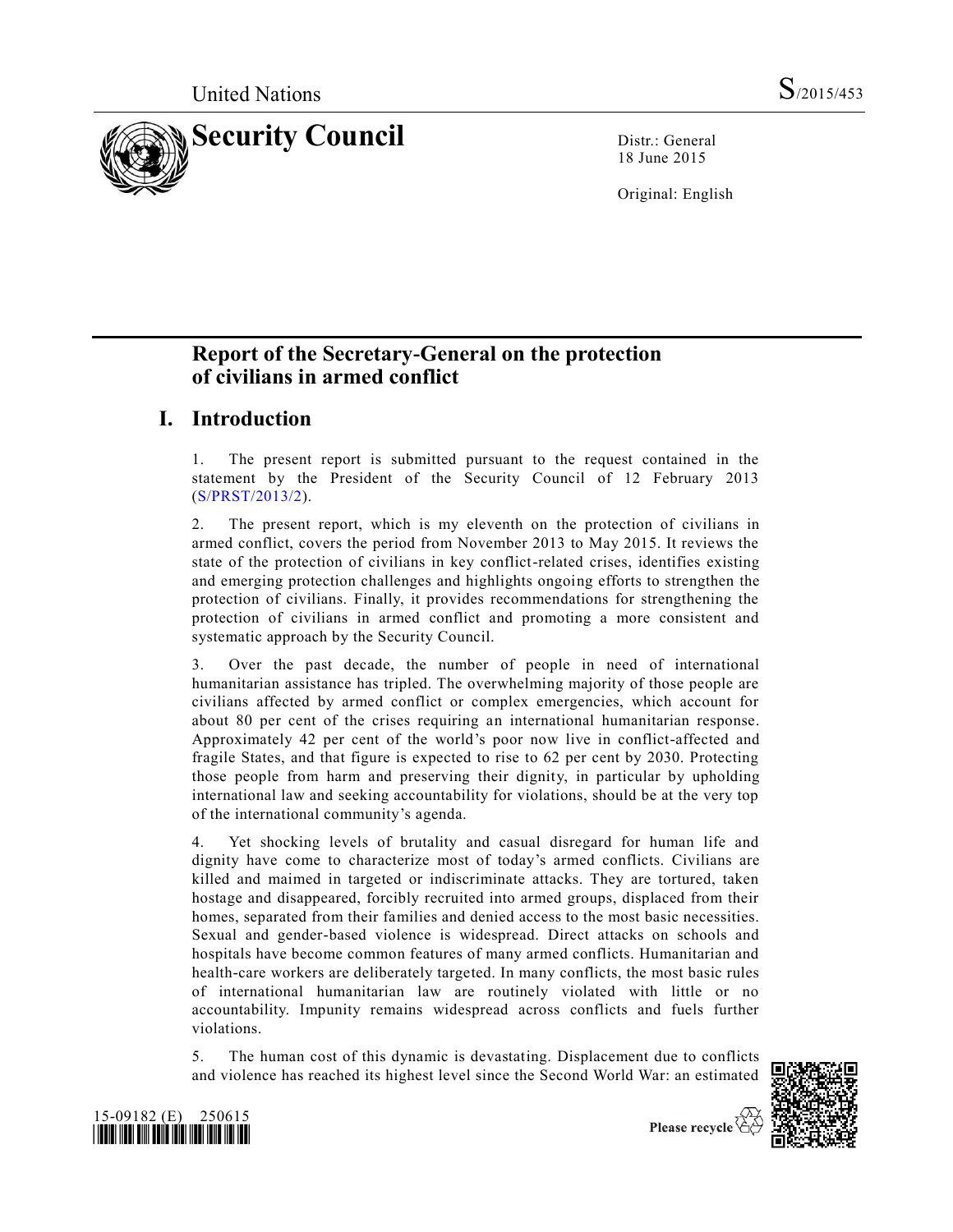United Nations S/2015/453

# Security Council

Distr.: General
18 June 2015

Original: English

## Report of the Secretary-General on the protection of civilians in armed conflict

## I. Introduction

1. The present report is submitted pursuant to the request contained in the statement by the President of the Security Council of 12 February 2013 (S/PRST/2013/2).

2. The present report, which is my eleventh on the protection of civilians in armed conflict, covers the period from November 2013 to May 2015. It reviews the state of the protection of civilians in key conflict-related crises, identifies existing and emerging protection challenges and highlights ongoing efforts to strengthen the protection of civilians. Finally, it provides recommendations for strengthening the protection of civilians in armed conflict and promoting a more consistent and systematic approach by the Security Council.

3. Over the past decade, the number of people in need of international humanitarian assistance has tripled. The overwhelming majority of those people are civilians affected by armed conflict or complex emergencies, which account for about 80 per cent of the crises requiring an international humanitarian response. Approximately 42 per cent of the world's poor now live in conflict-affected and fragile States, and that figure is expected to rise to 62 per cent by 2030. Protecting those people from harm and preserving their dignity, in particular by upholding international law and seeking accountability for violations, should be at the very top of the international community's agenda.

4. Yet shocking levels of brutality and casual disregard for human life and dignity have come to characterize most of today's armed conflicts. Civilians are killed and maimed in targeted or indiscriminate attacks. They are tortured, taken hostage and disappeared, forcibly recruited into armed groups, displaced from their homes, separated from their families and denied access to the most basic necessities. Sexual and gender-based violence is widespread. Direct attacks on schools and hospitals have become common features of many armed conflicts. Humanitarian and health-care workers are deliberately targeted. In many conflicts, the most basic rules of international humanitarian law are routinely violated with little or no accountability. Impunity remains widespread across conflicts and fuels further violations.

5. The human cost of this dynamic is devastating. Displacement due to conflicts and violence has reached its highest level since the Second World War: an estimated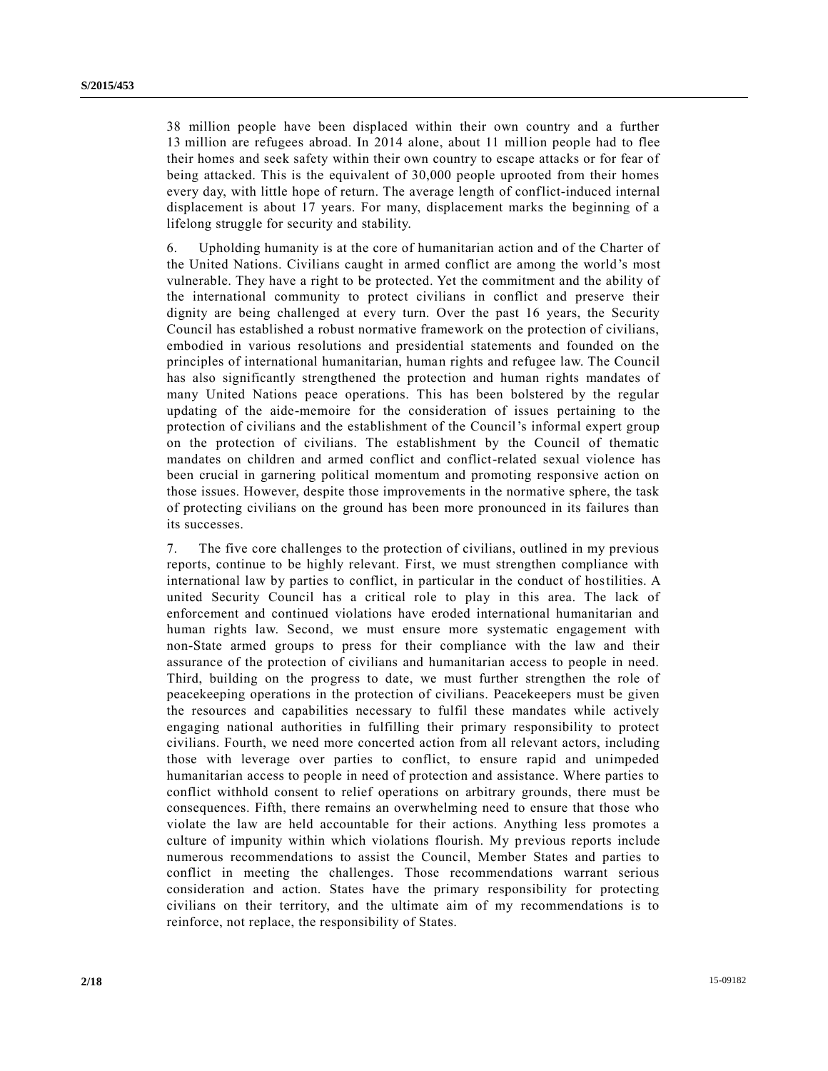38 million people have been displaced within their own country and a further 13 million are refugees abroad. In 2014 alone, about 11 million people had to flee their homes and seek safety within their own country to escape attacks or for fear of being attacked. This is the equivalent of 30,000 people uprooted from their homes every day, with little hope of return. The average length of conflict-induced internal displacement is about 17 years. For many, displacement marks the beginning of a lifelong struggle for security and stability.

6. Upholding humanity is at the core of humanitarian action and of the Charter of the United Nations. Civilians caught in armed conflict are among the world's most vulnerable. They have a right to be protected. Yet the commitment and the ability of the international community to protect civilians in conflict and preserve their dignity are being challenged at every turn. Over the past 16 years, the Security Council has established a robust normative framework on the protection of civilians, embodied in various resolutions and presidential statements and founded on the principles of international humanitarian, human rights and refugee law. The Council has also significantly strengthened the protection and human rights mandates of many United Nations peace operations. This has been bolstered by the regular updating of the aide-memoire for the consideration of issues pertaining to the protection of civilians and the establishment of the Council's informal expert group on the protection of civilians. The establishment by the Council of thematic mandates on children and armed conflict and conflict-related sexual violence has been crucial in garnering political momentum and promoting responsive action on those issues. However, despite those improvements in the normative sphere, the task of protecting civilians on the ground has been more pronounced in its failures than its successes.

7. The five core challenges to the protection of civilians, outlined in my previous reports, continue to be highly relevant. First, we must strengthen compliance with international law by parties to conflict, in particular in the conduct of hostilities. A united Security Council has a critical role to play in this area. The lack of enforcement and continued violations have eroded international humanitarian and human rights law. Second, we must ensure more systematic engagement with non-State armed groups to press for their compliance with the law and their assurance of the protection of civilians and humanitarian access to people in need. Third, building on the progress to date, we must further strengthen the role of peacekeeping operations in the protection of civilians. Peacekeepers must be given the resources and capabilities necessary to fulfil these mandates while actively engaging national authorities in fulfilling their primary responsibility to protect civilians. Fourth, we need more concerted action from all relevant actors, including those with leverage over parties to conflict, to ensure rapid and unimpeded humanitarian access to people in need of protection and assistance. Where parties to conflict withhold consent to relief operations on arbitrary grounds, there must be consequences. Fifth, there remains an overwhelming need to ensure that those who violate the law are held accountable for their actions. Anything less promotes a culture of impunity within which violations flourish. My previous reports include numerous recommendations to assist the Council, Member States and parties to conflict in meeting the challenges. Those recommendations warrant serious consideration and action. States have the primary responsibility for protecting civilians on their territory, and the ultimate aim of my recommendations is to reinforce, not replace, the responsibility of States.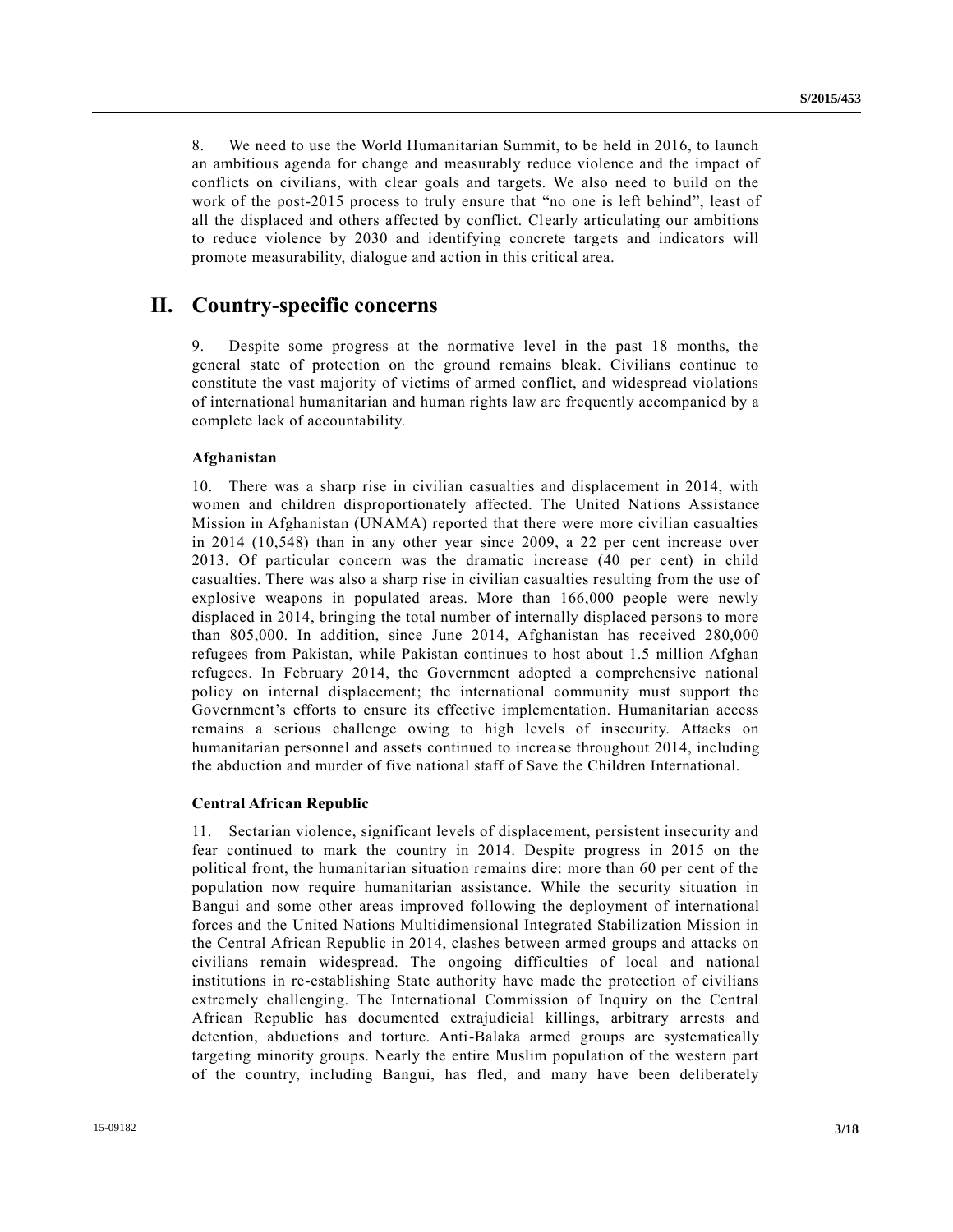8. We need to use the World Humanitarian Summit, to be held in 2016, to launch an ambitious agenda for change and measurably reduce violence and the impact of conflicts on civilians, with clear goals and targets. We also need to build on the work of the post-2015 process to truly ensure that "no one is left behind", least of all the displaced and others affected by conflict. Clearly articulating our ambitions to reduce violence by 2030 and identifying concrete targets and indicators will promote measurability, dialogue and action in this critical area.

## II. Country-specific concerns

9. Despite some progress at the normative level in the past 18 months, the general state of protection on the ground remains bleak. Civilians continue to constitute the vast majority of victims of armed conflict, and widespread violations of international humanitarian and human rights law are frequently accompanied by a complete lack of accountability.

### Afghanistan

10. There was a sharp rise in civilian casualties and displacement in 2014, with women and children disproportionately affected. The United Nations Assistance Mission in Afghanistan (UNAMA) reported that there were more civilian casualties in 2014 (10,548) than in any other year since 2009, a 22 per cent increase over 2013. Of particular concern was the dramatic increase (40 per cent) in child casualties. There was also a sharp rise in civilian casualties resulting from the use of explosive weapons in populated areas. More than 166,000 people were newly displaced in 2014, bringing the total number of internally displaced persons to more than 805,000. In addition, since June 2014, Afghanistan has received 280,000 refugees from Pakistan, while Pakistan continues to host about 1.5 million Afghan refugees. In February 2014, the Government adopted a comprehensive national policy on internal displacement; the international community must support the Government's efforts to ensure its effective implementation. Humanitarian access remains a serious challenge owing to high levels of insecurity. Attacks on humanitarian personnel and assets continued to increase throughout 2014, including the abduction and murder of five national staff of Save the Children International.

### Central African Republic

11. Sectarian violence, significant levels of displacement, persistent insecurity and fear continued to mark the country in 2014. Despite progress in 2015 on the political front, the humanitarian situation remains dire: more than 60 per cent of the population now require humanitarian assistance. While the security situation in Bangui and some other areas improved following the deployment of international forces and the United Nations Multidimensional Integrated Stabilization Mission in the Central African Republic in 2014, clashes between armed groups and attacks on civilians remain widespread. The ongoing difficulties of local and national institutions in re-establishing State authority have made the protection of civilians extremely challenging. The International Commission of Inquiry on the Central African Republic has documented extrajudicial killings, arbitrary arrests and detention, abductions and torture. Anti-Balaka armed groups are systematically targeting minority groups. Nearly the entire Muslim population of the western part of the country, including Bangui, has fled, and many have been deliberately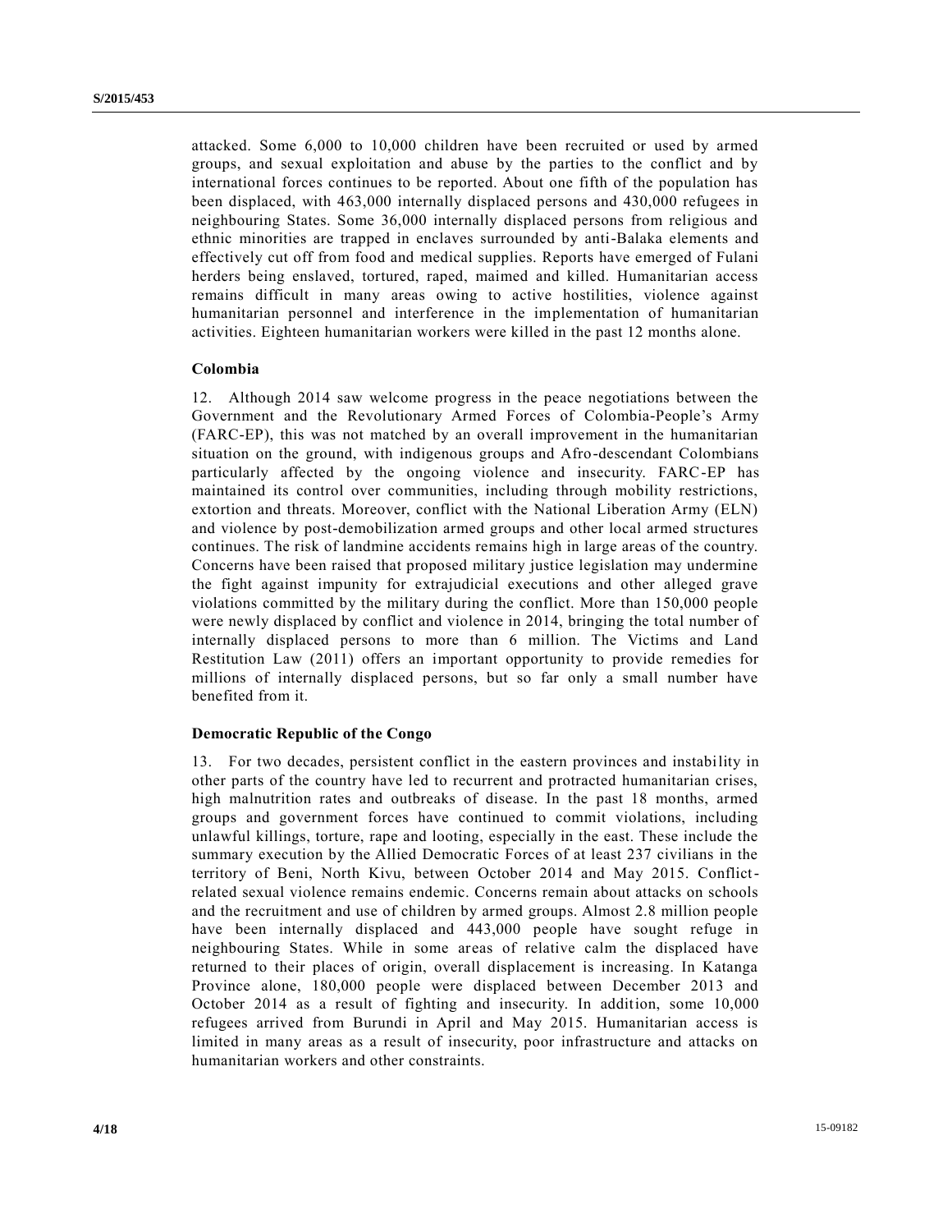attacked. Some 6,000 to 10,000 children have been recruited or used by armed groups, and sexual exploitation and abuse by the parties to the conflict and by international forces continues to be reported. About one fifth of the population has been displaced, with 463,000 internally displaced persons and 430,000 refugees in neighbouring States. Some 36,000 internally displaced persons from religious and ethnic minorities are trapped in enclaves surrounded by anti-Balaka elements and effectively cut off from food and medical supplies. Reports have emerged of Fulani herders being enslaved, tortured, raped, maimed and killed. Humanitarian access remains difficult in many areas owing to active hostilities, violence against humanitarian personnel and interference in the implementation of humanitarian activities. Eighteen humanitarian workers were killed in the past 12 months alone.

**Colombia**

12. Although 2014 saw welcome progress in the peace negotiations between the Government and the Revolutionary Armed Forces of Colombia-People's Army (FARC-EP), this was not matched by an overall improvement in the humanitarian situation on the ground, with indigenous groups and Afro-descendant Colombians particularly affected by the ongoing violence and insecurity. FARC-EP has maintained its control over communities, including through mobility restrictions, extortion and threats. Moreover, conflict with the National Liberation Army (ELN) and violence by post-demobilization armed groups and other local armed structures continues. The risk of landmine accidents remains high in large areas of the country. Concerns have been raised that proposed military justice legislation may undermine the fight against impunity for extrajudicial executions and other alleged grave violations committed by the military during the conflict. More than 150,000 people were newly displaced by conflict and violence in 2014, bringing the total number of internally displaced persons to more than 6 million. The Victims and Land Restitution Law (2011) offers an important opportunity to provide remedies for millions of internally displaced persons, but so far only a small number have benefited from it.

**Democratic Republic of the Congo**

13. For two decades, persistent conflict in the eastern provinces and instability in other parts of the country have led to recurrent and protracted humanitarian crises, high malnutrition rates and outbreaks of disease. In the past 18 months, armed groups and government forces have continued to commit violations, including unlawful killings, torture, rape and looting, especially in the east. These include the summary execution by the Allied Democratic Forces of at least 237 civilians in the territory of Beni, North Kivu, between October 2014 and May 2015. Conflict-related sexual violence remains endemic. Concerns remain about attacks on schools and the recruitment and use of children by armed groups. Almost 2.8 million people have been internally displaced and 443,000 people have sought refuge in neighbouring States. While in some areas of relative calm the displaced have returned to their places of origin, overall displacement is increasing. In Katanga Province alone, 180,000 people were displaced between December 2013 and October 2014 as a result of fighting and insecurity. In addition, some 10,000 refugees arrived from Burundi in April and May 2015. Humanitarian access is limited in many areas as a result of insecurity, poor infrastructure and attacks on humanitarian workers and other constraints.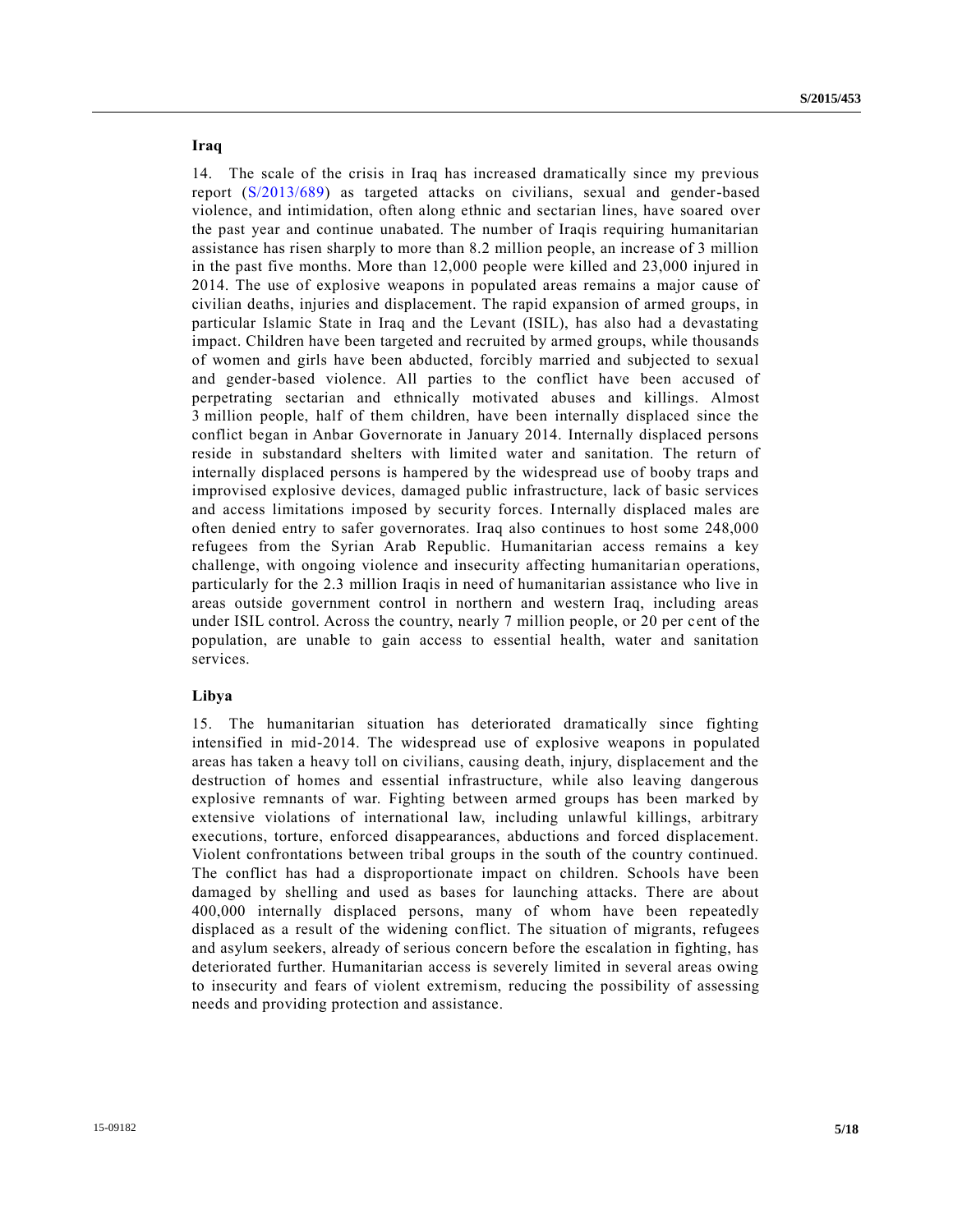### Iraq

14. The scale of the crisis in Iraq has increased dramatically since my previous report (S/2013/689) as targeted attacks on civilians, sexual and gender-based violence, and intimidation, often along ethnic and sectarian lines, have soared over the past year and continue unabated. The number of Iraqis requiring humanitarian assistance has risen sharply to more than 8.2 million people, an increase of 3 million in the past five months. More than 12,000 people were killed and 23,000 injured in 2014. The use of explosive weapons in populated areas remains a major cause of civilian deaths, injuries and displacement. The rapid expansion of armed groups, in particular Islamic State in Iraq and the Levant (ISIL), has also had a devastating impact. Children have been targeted and recruited by armed groups, while thousands of women and girls have been abducted, forcibly married and subjected to sexual and gender-based violence. All parties to the conflict have been accused of perpetrating sectarian and ethnically motivated abuses and killings. Almost 3 million people, half of them children, have been internally displaced since the conflict began in Anbar Governorate in January 2014. Internally displaced persons reside in substandard shelters with limited water and sanitation. The return of internally displaced persons is hampered by the widespread use of booby traps and improvised explosive devices, damaged public infrastructure, lack of basic services and access limitations imposed by security forces. Internally displaced males are often denied entry to safer governorates. Iraq also continues to host some 248,000 refugees from the Syrian Arab Republic. Humanitarian access remains a key challenge, with ongoing violence and insecurity affecting humanitarian operations, particularly for the 2.3 million Iraqis in need of humanitarian assistance who live in areas outside government control in northern and western Iraq, including areas under ISIL control. Across the country, nearly 7 million people, or 20 per cent of the population, are unable to gain access to essential health, water and sanitation services.

### Libya

15. The humanitarian situation has deteriorated dramatically since fighting intensified in mid-2014. The widespread use of explosive weapons in populated areas has taken a heavy toll on civilians, causing death, injury, displacement and the destruction of homes and essential infrastructure, while also leaving dangerous explosive remnants of war. Fighting between armed groups has been marked by extensive violations of international law, including unlawful killings, arbitrary executions, torture, enforced disappearances, abductions and forced displacement. Violent confrontations between tribal groups in the south of the country continued. The conflict has had a disproportionate impact on children. Schools have been damaged by shelling and used as bases for launching attacks. There are about 400,000 internally displaced persons, many of whom have been repeatedly displaced as a result of the widening conflict. The situation of migrants, refugees and asylum seekers, already of serious concern before the escalation in fighting, has deteriorated further. Humanitarian access is severely limited in several areas owing to insecurity and fears of violent extremism, reducing the possibility of assessing needs and providing protection and assistance.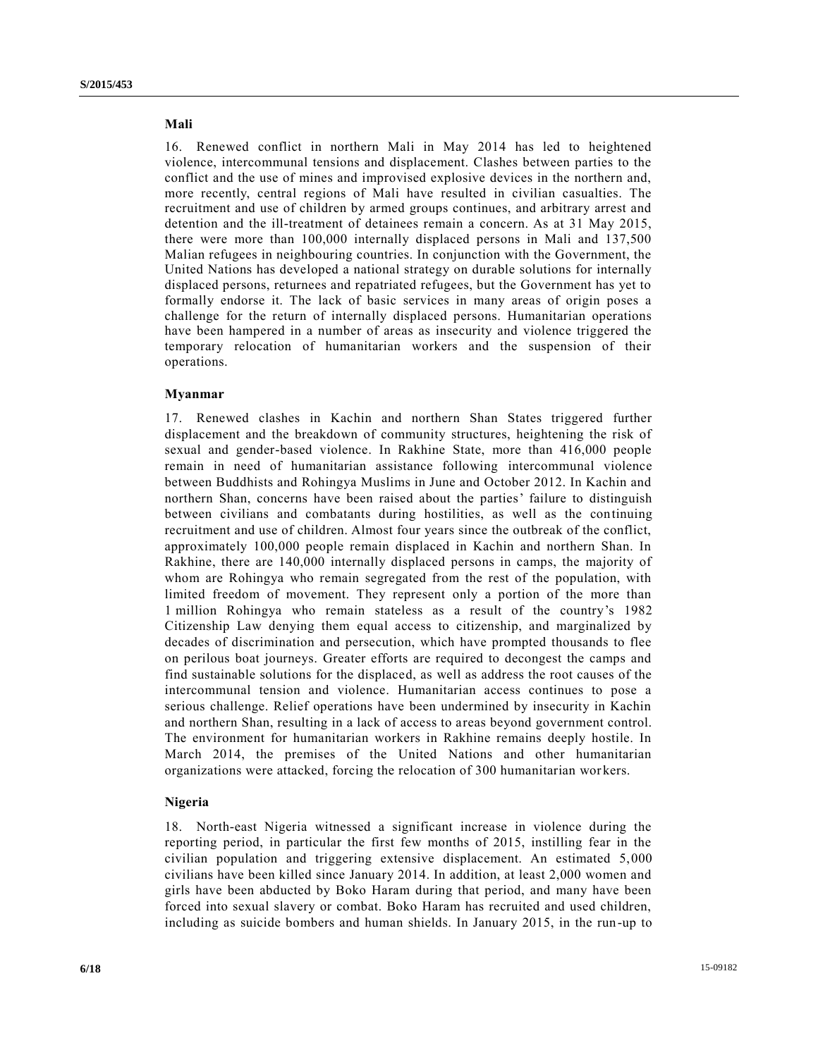### Mali

16. Renewed conflict in northern Mali in May 2014 has led to heightened violence, intercommunal tensions and displacement. Clashes between parties to the conflict and the use of mines and improvised explosive devices in the northern and, more recently, central regions of Mali have resulted in civilian casualties. The recruitment and use of children by armed groups continues, and arbitrary arrest and detention and the ill-treatment of detainees remain a concern. As at 31 May 2015, there were more than 100,000 internally displaced persons in Mali and 137,500 Malian refugees in neighbouring countries. In conjunction with the Government, the United Nations has developed a national strategy on durable solutions for internally displaced persons, returnees and repatriated refugees, but the Government has yet to formally endorse it. The lack of basic services in many areas of origin poses a challenge for the return of internally displaced persons. Humanitarian operations have been hampered in a number of areas as insecurity and violence triggered the temporary relocation of humanitarian workers and the suspension of their operations.

### Myanmar

17. Renewed clashes in Kachin and northern Shan States triggered further displacement and the breakdown of community structures, heightening the risk of sexual and gender-based violence. In Rakhine State, more than 416,000 people remain in need of humanitarian assistance following intercommunal violence between Buddhists and Rohingya Muslims in June and October 2012. In Kachin and northern Shan, concerns have been raised about the parties' failure to distinguish between civilians and combatants during hostilities, as well as the continuing recruitment and use of children. Almost four years since the outbreak of the conflict, approximately 100,000 people remain displaced in Kachin and northern Shan. In Rakhine, there are 140,000 internally displaced persons in camps, the majority of whom are Rohingya who remain segregated from the rest of the population, with limited freedom of movement. They represent only a portion of the more than 1 million Rohingya who remain stateless as a result of the country's 1982 Citizenship Law denying them equal access to citizenship, and marginalized by decades of discrimination and persecution, which have prompted thousands to flee on perilous boat journeys. Greater efforts are required to decongest the camps and find sustainable solutions for the displaced, as well as address the root causes of the intercommunal tension and violence. Humanitarian access continues to pose a serious challenge. Relief operations have been undermined by insecurity in Kachin and northern Shan, resulting in a lack of access to areas beyond government control. The environment for humanitarian workers in Rakhine remains deeply hostile. In March 2014, the premises of the United Nations and other humanitarian organizations were attacked, forcing the relocation of 300 humanitarian workers.

### Nigeria

18. North-east Nigeria witnessed a significant increase in violence during the reporting period, in particular the first few months of 2015, instilling fear in the civilian population and triggering extensive displacement. An estimated 5,000 civilians have been killed since January 2014. In addition, at least 2,000 women and girls have been abducted by Boko Haram during that period, and many have been forced into sexual slavery or combat. Boko Haram has recruited and used children, including as suicide bombers and human shields. In January 2015, in the run-up to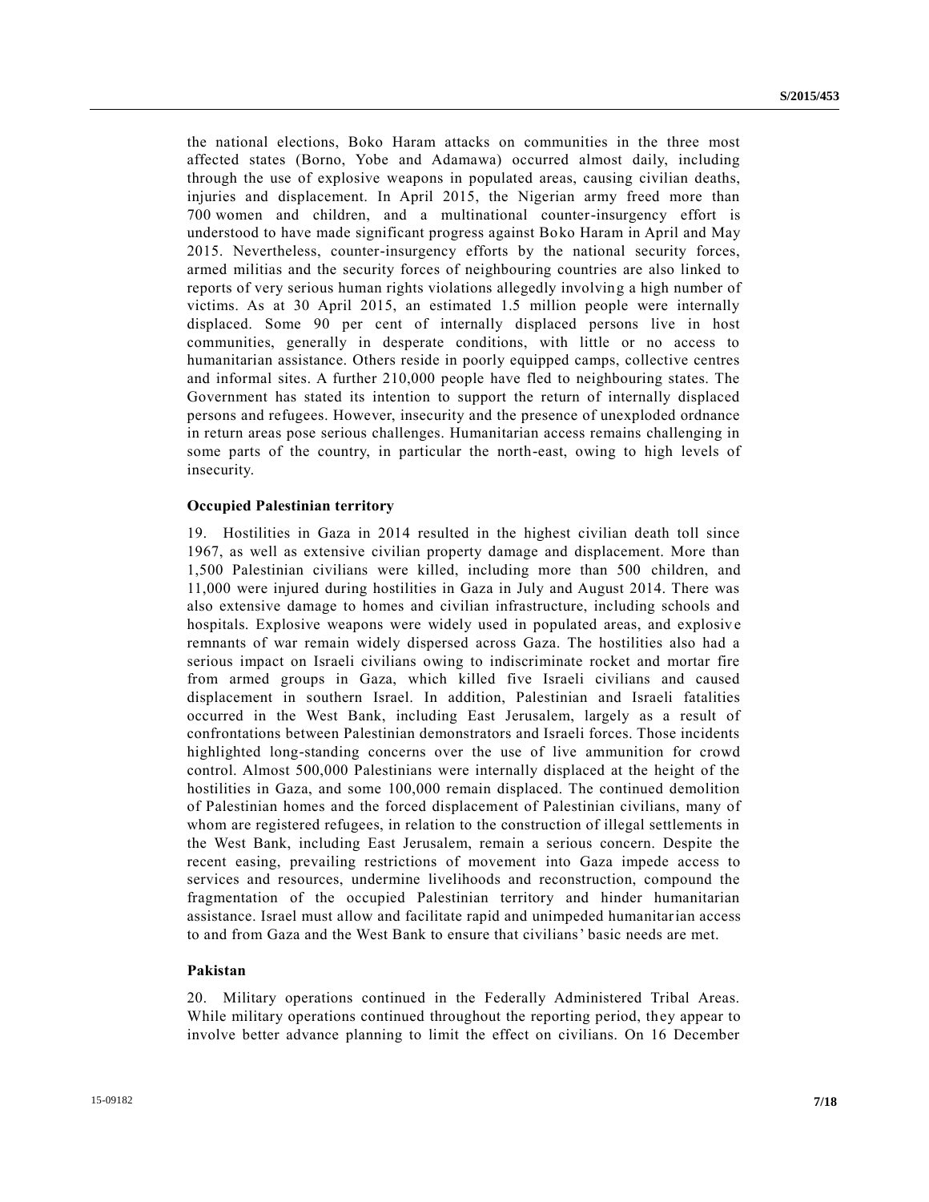the national elections, Boko Haram attacks on communities in the three most affected states (Borno, Yobe and Adamawa) occurred almost daily, including through the use of explosive weapons in populated areas, causing civilian deaths, injuries and displacement. In April 2015, the Nigerian army freed more than 700 women and children, and a multinational counter-insurgency effort is understood to have made significant progress against Boko Haram in April and May 2015. Nevertheless, counter-insurgency efforts by the national security forces, armed militias and the security forces of neighbouring countries are also linked to reports of very serious human rights violations allegedly involving a high number of victims. As at 30 April 2015, an estimated 1.5 million people were internally displaced. Some 90 per cent of internally displaced persons live in host communities, generally in desperate conditions, with little or no access to humanitarian assistance. Others reside in poorly equipped camps, collective centres and informal sites. A further 210,000 people have fled to neighbouring states. The Government has stated its intention to support the return of internally displaced persons and refugees. However, insecurity and the presence of unexploded ordnance in return areas pose serious challenges. Humanitarian access remains challenging in some parts of the country, in particular the north-east, owing to high levels of insecurity.

**Occupied Palestinian territory**

19. Hostilities in Gaza in 2014 resulted in the highest civilian death toll since 1967, as well as extensive civilian property damage and displacement. More than 1,500 Palestinian civilians were killed, including more than 500 children, and 11,000 were injured during hostilities in Gaza in July and August 2014. There was also extensive damage to homes and civilian infrastructure, including schools and hospitals. Explosive weapons were widely used in populated areas, and explosive remnants of war remain widely dispersed across Gaza. The hostilities also had a serious impact on Israeli civilians owing to indiscriminate rocket and mortar fire from armed groups in Gaza, which killed five Israeli civilians and caused displacement in southern Israel. In addition, Palestinian and Israeli fatalities occurred in the West Bank, including East Jerusalem, largely as a result of confrontations between Palestinian demonstrators and Israeli forces. Those incidents highlighted long-standing concerns over the use of live ammunition for crowd control. Almost 500,000 Palestinians were internally displaced at the height of the hostilities in Gaza, and some 100,000 remain displaced. The continued demolition of Palestinian homes and the forced displacement of Palestinian civilians, many of whom are registered refugees, in relation to the construction of illegal settlements in the West Bank, including East Jerusalem, remain a serious concern. Despite the recent easing, prevailing restrictions of movement into Gaza impede access to services and resources, undermine livelihoods and reconstruction, compound the fragmentation of the occupied Palestinian territory and hinder humanitarian assistance. Israel must allow and facilitate rapid and unimpeded humanitarian access to and from Gaza and the West Bank to ensure that civilians' basic needs are met.

**Pakistan**

20. Military operations continued in the Federally Administered Tribal Areas. While military operations continued throughout the reporting period, they appear to involve better advance planning to limit the effect on civilians. On 16 December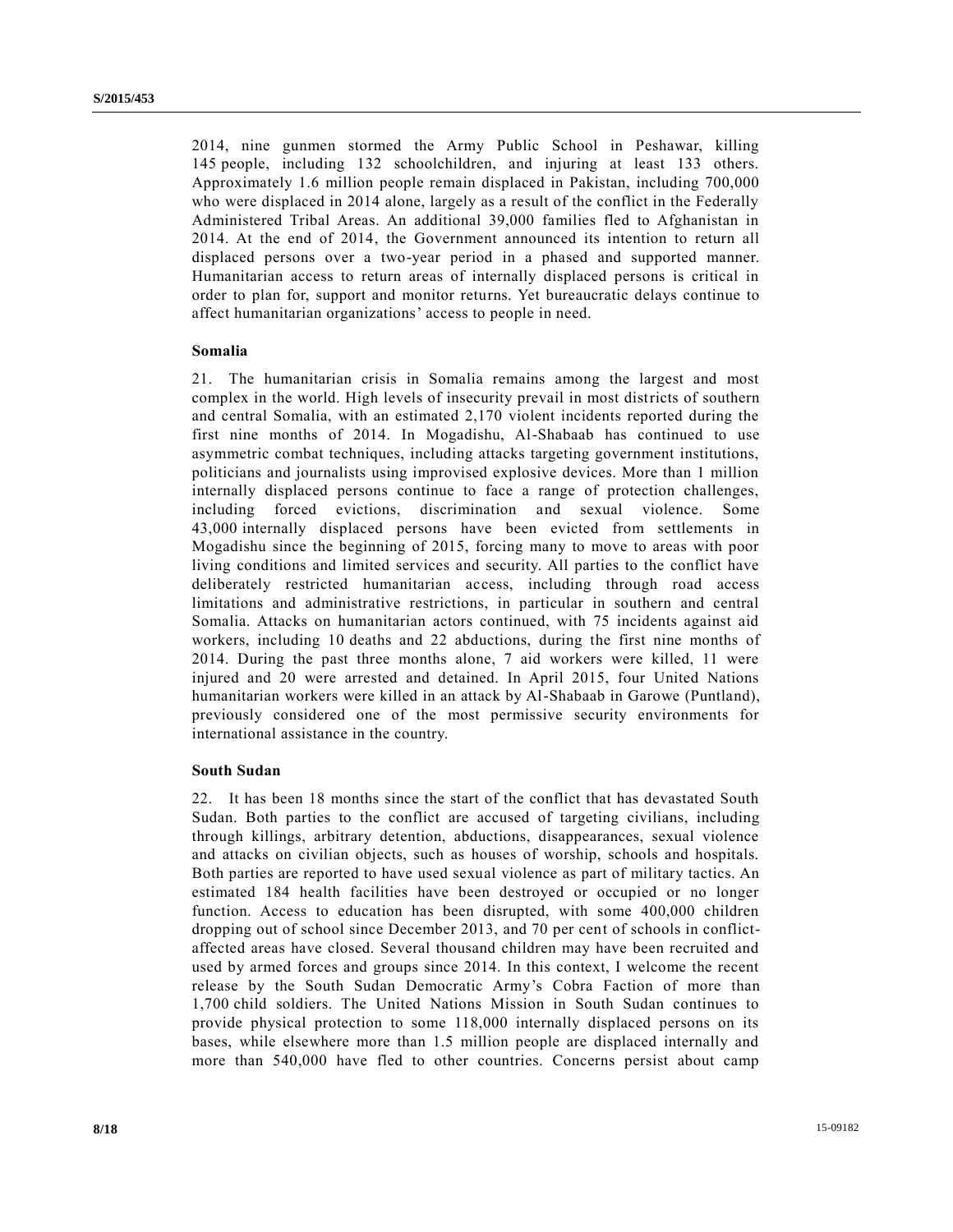2014, nine gunmen stormed the Army Public School in Peshawar, killing 145 people, including 132 schoolchildren, and injuring at least 133 others. Approximately 1.6 million people remain displaced in Pakistan, including 700,000 who were displaced in 2014 alone, largely as a result of the conflict in the Federally Administered Tribal Areas. An additional 39,000 families fled to Afghanistan in 2014. At the end of 2014, the Government announced its intention to return all displaced persons over a two-year period in a phased and supported manner. Humanitarian access to return areas of internally displaced persons is critical in order to plan for, support and monitor returns. Yet bureaucratic delays continue to affect humanitarian organizations' access to people in need.

**Somalia**

21. The humanitarian crisis in Somalia remains among the largest and most complex in the world. High levels of insecurity prevail in most districts of southern and central Somalia, with an estimated 2,170 violent incidents reported during the first nine months of 2014. In Mogadishu, Al-Shabaab has continued to use asymmetric combat techniques, including attacks targeting government institutions, politicians and journalists using improvised explosive devices. More than 1 million internally displaced persons continue to face a range of protection challenges, including forced evictions, discrimination and sexual violence. Some 43,000 internally displaced persons have been evicted from settlements in Mogadishu since the beginning of 2015, forcing many to move to areas with poor living conditions and limited services and security. All parties to the conflict have deliberately restricted humanitarian access, including through road access limitations and administrative restrictions, in particular in southern and central Somalia. Attacks on humanitarian actors continued, with 75 incidents against aid workers, including 10 deaths and 22 abductions, during the first nine months of 2014. During the past three months alone, 7 aid workers were killed, 11 were injured and 20 were arrested and detained. In April 2015, four United Nations humanitarian workers were killed in an attack by Al-Shabaab in Garowe (Puntland), previously considered one of the most permissive security environments for international assistance in the country.

**South Sudan**

22. It has been 18 months since the start of the conflict that has devastated South Sudan. Both parties to the conflict are accused of targeting civilians, including through killings, arbitrary detention, abductions, disappearances, sexual violence and attacks on civilian objects, such as houses of worship, schools and hospitals. Both parties are reported to have used sexual violence as part of military tactics. An estimated 184 health facilities have been destroyed or occupied or no longer function. Access to education has been disrupted, with some 400,000 children dropping out of school since December 2013, and 70 per cent of schools in conflict-affected areas have closed. Several thousand children may have been recruited and used by armed forces and groups since 2014. In this context, I welcome the recent release by the South Sudan Democratic Army's Cobra Faction of more than 1,700 child soldiers. The United Nations Mission in South Sudan continues to provide physical protection to some 118,000 internally displaced persons on its bases, while elsewhere more than 1.5 million people are displaced internally and more than 540,000 have fled to other countries. Concerns persist about camp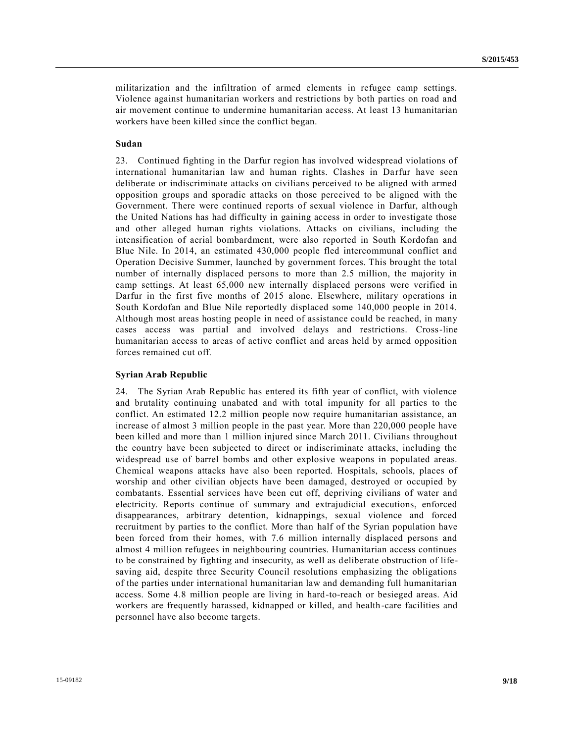militarization and the infiltration of armed elements in refugee camp settings. Violence against humanitarian workers and restrictions by both parties on road and air movement continue to undermine humanitarian access. At least 13 humanitarian workers have been killed since the conflict began.

### Sudan

23. Continued fighting in the Darfur region has involved widespread violations of international humanitarian law and human rights. Clashes in Darfur have seen deliberate or indiscriminate attacks on civilians perceived to be aligned with armed opposition groups and sporadic attacks on those perceived to be aligned with the Government. There were continued reports of sexual violence in Darfur, although the United Nations has had difficulty in gaining access in order to investigate those and other alleged human rights violations. Attacks on civilians, including the intensification of aerial bombardment, were also reported in South Kordofan and Blue Nile. In 2014, an estimated 430,000 people fled intercommunal conflict and Operation Decisive Summer, launched by government forces. This brought the total number of internally displaced persons to more than 2.5 million, the majority in camp settings. At least 65,000 new internally displaced persons were verified in Darfur in the first five months of 2015 alone. Elsewhere, military operations in South Kordofan and Blue Nile reportedly displaced some 140,000 people in 2014. Although most areas hosting people in need of assistance could be reached, in many cases access was partial and involved delays and restrictions. Cross-line humanitarian access to areas of active conflict and areas held by armed opposition forces remained cut off.

### Syrian Arab Republic

24. The Syrian Arab Republic has entered its fifth year of conflict, with violence and brutality continuing unabated and with total impunity for all parties to the conflict. An estimated 12.2 million people now require humanitarian assistance, an increase of almost 3 million people in the past year. More than 220,000 people have been killed and more than 1 million injured since March 2011. Civilians throughout the country have been subjected to direct or indiscriminate attacks, including the widespread use of barrel bombs and other explosive weapons in populated areas. Chemical weapons attacks have also been reported. Hospitals, schools, places of worship and other civilian objects have been damaged, destroyed or occupied by combatants. Essential services have been cut off, depriving civilians of water and electricity. Reports continue of summary and extrajudicial executions, enforced disappearances, arbitrary detention, kidnappings, sexual violence and forced recruitment by parties to the conflict. More than half of the Syrian population have been forced from their homes, with 7.6 million internally displaced persons and almost 4 million refugees in neighbouring countries. Humanitarian access continues to be constrained by fighting and insecurity, as well as deliberate obstruction of life-saving aid, despite three Security Council resolutions emphasizing the obligations of the parties under international humanitarian law and demanding full humanitarian access. Some 4.8 million people are living in hard-to-reach or besieged areas. Aid workers are frequently harassed, kidnapped or killed, and health-care facilities and personnel have also become targets.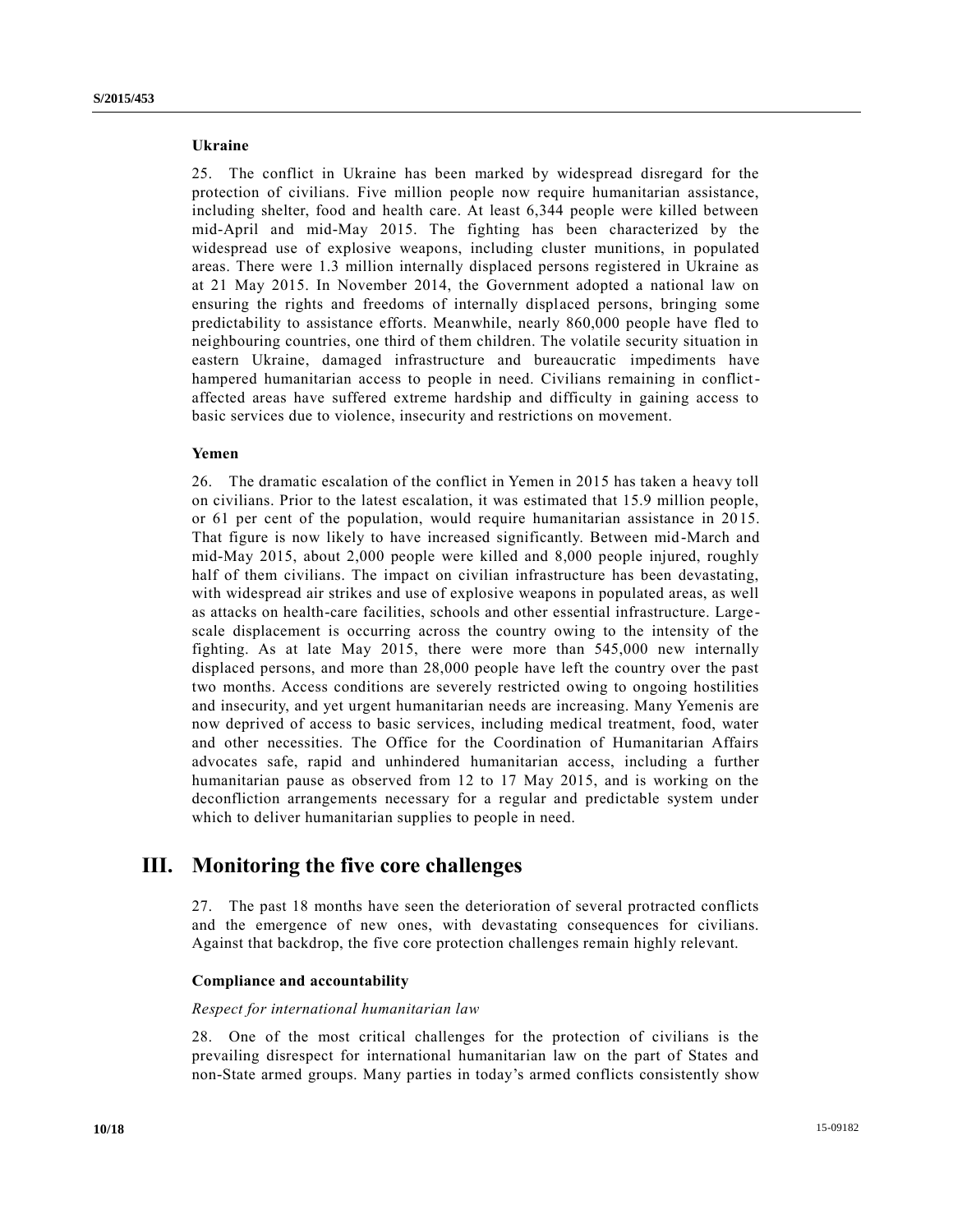### Ukraine

25. The conflict in Ukraine has been marked by widespread disregard for the protection of civilians. Five million people now require humanitarian assistance, including shelter, food and health care. At least 6,344 people were killed between mid-April and mid-May 2015. The fighting has been characterized by the widespread use of explosive weapons, including cluster munitions, in populated areas. There were 1.3 million internally displaced persons registered in Ukraine as at 21 May 2015. In November 2014, the Government adopted a national law on ensuring the rights and freedoms of internally displaced persons, bringing some predictability to assistance efforts. Meanwhile, nearly 860,000 people have fled to neighbouring countries, one third of them children. The volatile security situation in eastern Ukraine, damaged infrastructure and bureaucratic impediments have hampered humanitarian access to people in need. Civilians remaining in conflict-affected areas have suffered extreme hardship and difficulty in gaining access to basic services due to violence, insecurity and restrictions on movement.

### Yemen

26. The dramatic escalation of the conflict in Yemen in 2015 has taken a heavy toll on civilians. Prior to the latest escalation, it was estimated that 15.9 million people, or 61 per cent of the population, would require humanitarian assistance in 2015. That figure is now likely to have increased significantly. Between mid-March and mid-May 2015, about 2,000 people were killed and 8,000 people injured, roughly half of them civilians. The impact on civilian infrastructure has been devastating, with widespread air strikes and use of explosive weapons in populated areas, as well as attacks on health-care facilities, schools and other essential infrastructure. Large-scale displacement is occurring across the country owing to the intensity of the fighting. As at late May 2015, there were more than 545,000 new internally displaced persons, and more than 28,000 people have left the country over the past two months. Access conditions are severely restricted owing to ongoing hostilities and insecurity, and yet urgent humanitarian needs are increasing. Many Yemenis are now deprived of access to basic services, including medical treatment, food, water and other necessities. The Office for the Coordination of Humanitarian Affairs advocates safe, rapid and unhindered humanitarian access, including a further humanitarian pause as observed from 12 to 17 May 2015, and is working on the deconfliction arrangements necessary for a regular and predictable system under which to deliver humanitarian supplies to people in need.

## III. Monitoring the five core challenges

27. The past 18 months have seen the deterioration of several protracted conflicts and the emergence of new ones, with devastating consequences for civilians. Against that backdrop, the five core protection challenges remain highly relevant.

### Compliance and accountability

*Respect for international humanitarian law*

28. One of the most critical challenges for the protection of civilians is the prevailing disrespect for international humanitarian law on the part of States and non-State armed groups. Many parties in today's armed conflicts consistently show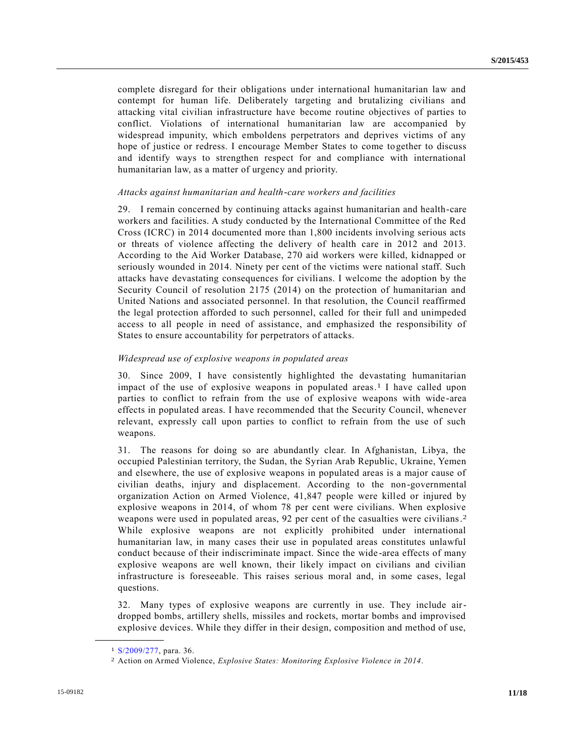complete disregard for their obligations under international humanitarian law and contempt for human life. Deliberately targeting and brutalizing civilians and attacking vital civilian infrastructure have become routine objectives of parties to conflict. Violations of international humanitarian law are accompanied by widespread impunity, which emboldens perpetrators and deprives victims of any hope of justice or redress. I encourage Member States to come together to discuss and identify ways to strengthen respect for and compliance with international humanitarian law, as a matter of urgency and priority.

*Attacks against humanitarian and health-care workers and facilities*

29. I remain concerned by continuing attacks against humanitarian and health-care workers and facilities. A study conducted by the International Committee of the Red Cross (ICRC) in 2014 documented more than 1,800 incidents involving serious acts or threats of violence affecting the delivery of health care in 2012 and 2013. According to the Aid Worker Database, 270 aid workers were killed, kidnapped or seriously wounded in 2014. Ninety per cent of the victims were national staff. Such attacks have devastating consequences for civilians. I welcome the adoption by the Security Council of resolution 2175 (2014) on the protection of humanitarian and United Nations and associated personnel. In that resolution, the Council reaffirmed the legal protection afforded to such personnel, called for their full and unimpeded access to all people in need of assistance, and emphasized the responsibility of States to ensure accountability for perpetrators of attacks.

*Widespread use of explosive weapons in populated areas*

30. Since 2009, I have consistently highlighted the devastating humanitarian impact of the use of explosive weapons in populated areas.[1] I have called upon parties to conflict to refrain from the use of explosive weapons with wide-area effects in populated areas. I have recommended that the Security Council, whenever relevant, expressly call upon parties to conflict to refrain from the use of such weapons.

31. The reasons for doing so are abundantly clear. In Afghanistan, Libya, the occupied Palestinian territory, the Sudan, the Syrian Arab Republic, Ukraine, Yemen and elsewhere, the use of explosive weapons in populated areas is a major cause of civilian deaths, injury and displacement. According to the non-governmental organization Action on Armed Violence, 41,847 people were killed or injured by explosive weapons in 2014, of whom 78 per cent were civilians. When explosive weapons were used in populated areas, 92 per cent of the casualties were civilians.[2] While explosive weapons are not explicitly prohibited under international humanitarian law, in many cases their use in populated areas constitutes unlawful conduct because of their indiscriminate impact. Since the wide-area effects of many explosive weapons are well known, their likely impact on civilians and civilian infrastructure is foreseeable. This raises serious moral and, in some cases, legal questions.

32. Many types of explosive weapons are currently in use. They include air-dropped bombs, artillery shells, missiles and rockets, mortar bombs and improvised explosive devices. While they differ in their design, composition and method of use,

---

[1] S/2009/277, para. 36.

[2] Action on Armed Violence, *Explosive States: Monitoring Explosive Violence in 2014*.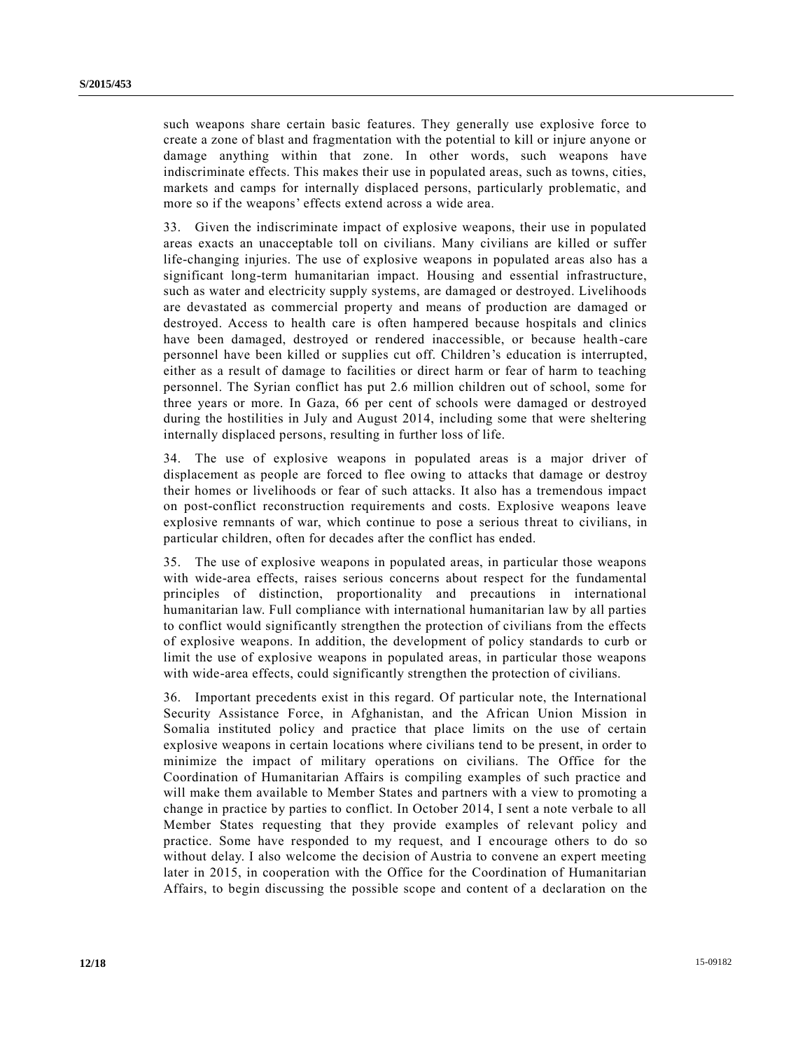such weapons share certain basic features. They generally use explosive force to create a zone of blast and fragmentation with the potential to kill or injure anyone or damage anything within that zone. In other words, such weapons have indiscriminate effects. This makes their use in populated areas, such as towns, cities, markets and camps for internally displaced persons, particularly problematic, and more so if the weapons' effects extend across a wide area.

33. Given the indiscriminate impact of explosive weapons, their use in populated areas exacts an unacceptable toll on civilians. Many civilians are killed or suffer life-changing injuries. The use of explosive weapons in populated areas also has a significant long-term humanitarian impact. Housing and essential infrastructure, such as water and electricity supply systems, are damaged or destroyed. Livelihoods are devastated as commercial property and means of production are damaged or destroyed. Access to health care is often hampered because hospitals and clinics have been damaged, destroyed or rendered inaccessible, or because health-care personnel have been killed or supplies cut off. Children's education is interrupted, either as a result of damage to facilities or direct harm or fear of harm to teaching personnel. The Syrian conflict has put 2.6 million children out of school, some for three years or more. In Gaza, 66 per cent of schools were damaged or destroyed during the hostilities in July and August 2014, including some that were sheltering internally displaced persons, resulting in further loss of life.

34. The use of explosive weapons in populated areas is a major driver of displacement as people are forced to flee owing to attacks that damage or destroy their homes or livelihoods or fear of such attacks. It also has a tremendous impact on post-conflict reconstruction requirements and costs. Explosive weapons leave explosive remnants of war, which continue to pose a serious threat to civilians, in particular children, often for decades after the conflict has ended.

35. The use of explosive weapons in populated areas, in particular those weapons with wide-area effects, raises serious concerns about respect for the fundamental principles of distinction, proportionality and precautions in international humanitarian law. Full compliance with international humanitarian law by all parties to conflict would significantly strengthen the protection of civilians from the effects of explosive weapons. In addition, the development of policy standards to curb or limit the use of explosive weapons in populated areas, in particular those weapons with wide-area effects, could significantly strengthen the protection of civilians.

36. Important precedents exist in this regard. Of particular note, the International Security Assistance Force, in Afghanistan, and the African Union Mission in Somalia instituted policy and practice that place limits on the use of certain explosive weapons in certain locations where civilians tend to be present, in order to minimize the impact of military operations on civilians. The Office for the Coordination of Humanitarian Affairs is compiling examples of such practice and will make them available to Member States and partners with a view to promoting a change in practice by parties to conflict. In October 2014, I sent a note verbale to all Member States requesting that they provide examples of relevant policy and practice. Some have responded to my request, and I encourage others to do so without delay. I also welcome the decision of Austria to convene an expert meeting later in 2015, in cooperation with the Office for the Coordination of Humanitarian Affairs, to begin discussing the possible scope and content of a declaration on the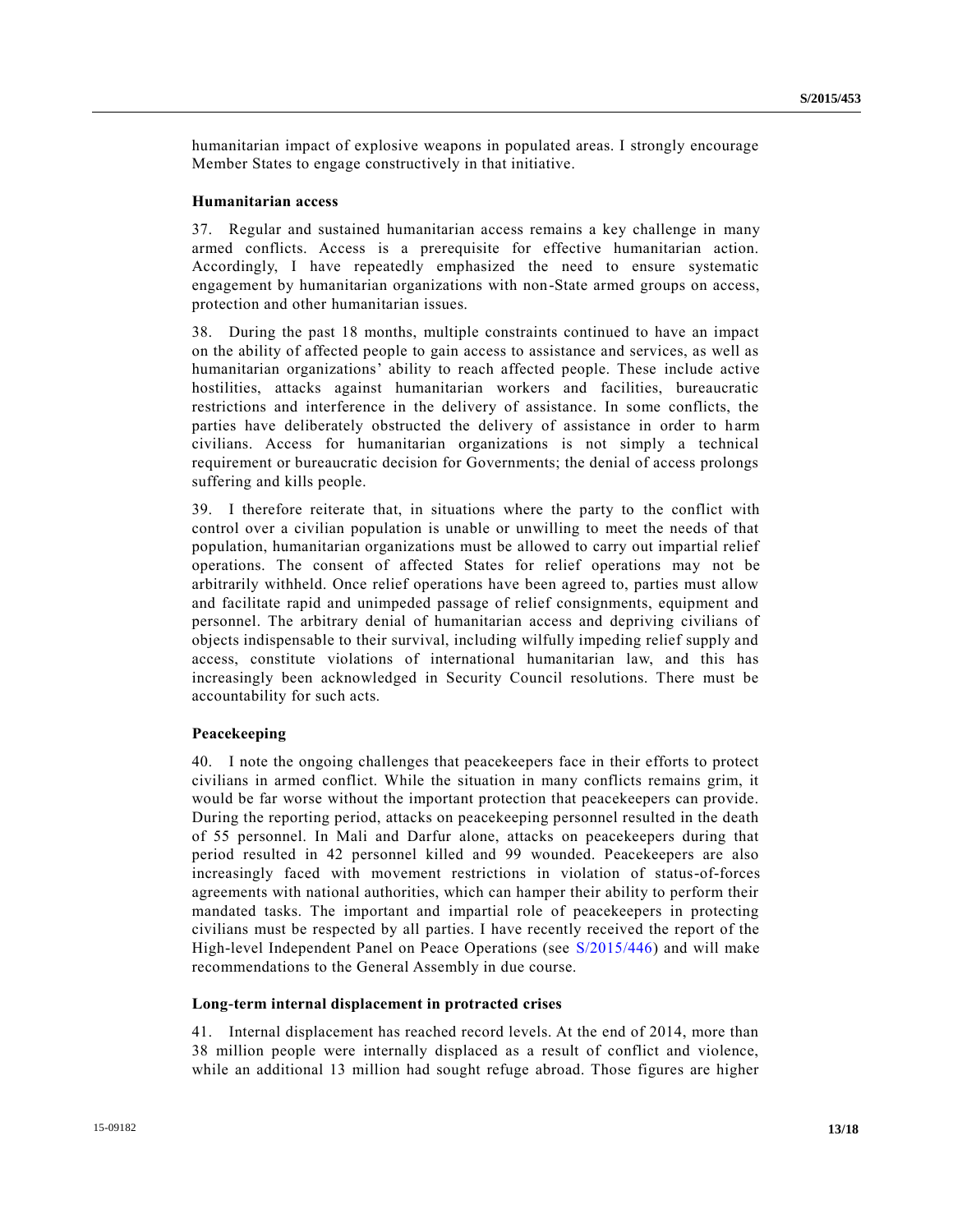humanitarian impact of explosive weapons in populated areas. I strongly encourage Member States to engage constructively in that initiative.

### Humanitarian access

37. Regular and sustained humanitarian access remains a key challenge in many armed conflicts. Access is a prerequisite for effective humanitarian action. Accordingly, I have repeatedly emphasized the need to ensure systematic engagement by humanitarian organizations with non-State armed groups on access, protection and other humanitarian issues.

38. During the past 18 months, multiple constraints continued to have an impact on the ability of affected people to gain access to assistance and services, as well as humanitarian organizations' ability to reach affected people. These include active hostilities, attacks against humanitarian workers and facilities, bureaucratic restrictions and interference in the delivery of assistance. In some conflicts, the parties have deliberately obstructed the delivery of assistance in order to harm civilians. Access for humanitarian organizations is not simply a technical requirement or bureaucratic decision for Governments; the denial of access prolongs suffering and kills people.

39. I therefore reiterate that, in situations where the party to the conflict with control over a civilian population is unable or unwilling to meet the needs of that population, humanitarian organizations must be allowed to carry out impartial relief operations. The consent of affected States for relief operations may not be arbitrarily withheld. Once relief operations have been agreed to, parties must allow and facilitate rapid and unimpeded passage of relief consignments, equipment and personnel. The arbitrary denial of humanitarian access and depriving civilians of objects indispensable to their survival, including wilfully impeding relief supply and access, constitute violations of international humanitarian law, and this has increasingly been acknowledged in Security Council resolutions. There must be accountability for such acts.

### Peacekeeping

40. I note the ongoing challenges that peacekeepers face in their efforts to protect civilians in armed conflict. While the situation in many conflicts remains grim, it would be far worse without the important protection that peacekeepers can provide. During the reporting period, attacks on peacekeeping personnel resulted in the death of 55 personnel. In Mali and Darfur alone, attacks on peacekeepers during that period resulted in 42 personnel killed and 99 wounded. Peacekeepers are also increasingly faced with movement restrictions in violation of status-of-forces agreements with national authorities, which can hamper their ability to perform their mandated tasks. The important and impartial role of peacekeepers in protecting civilians must be respected by all parties. I have recently received the report of the High-level Independent Panel on Peace Operations (see S/2015/446) and will make recommendations to the General Assembly in due course.

### Long-term internal displacement in protracted crises

41. Internal displacement has reached record levels. At the end of 2014, more than 38 million people were internally displaced as a result of conflict and violence, while an additional 13 million had sought refuge abroad. Those figures are higher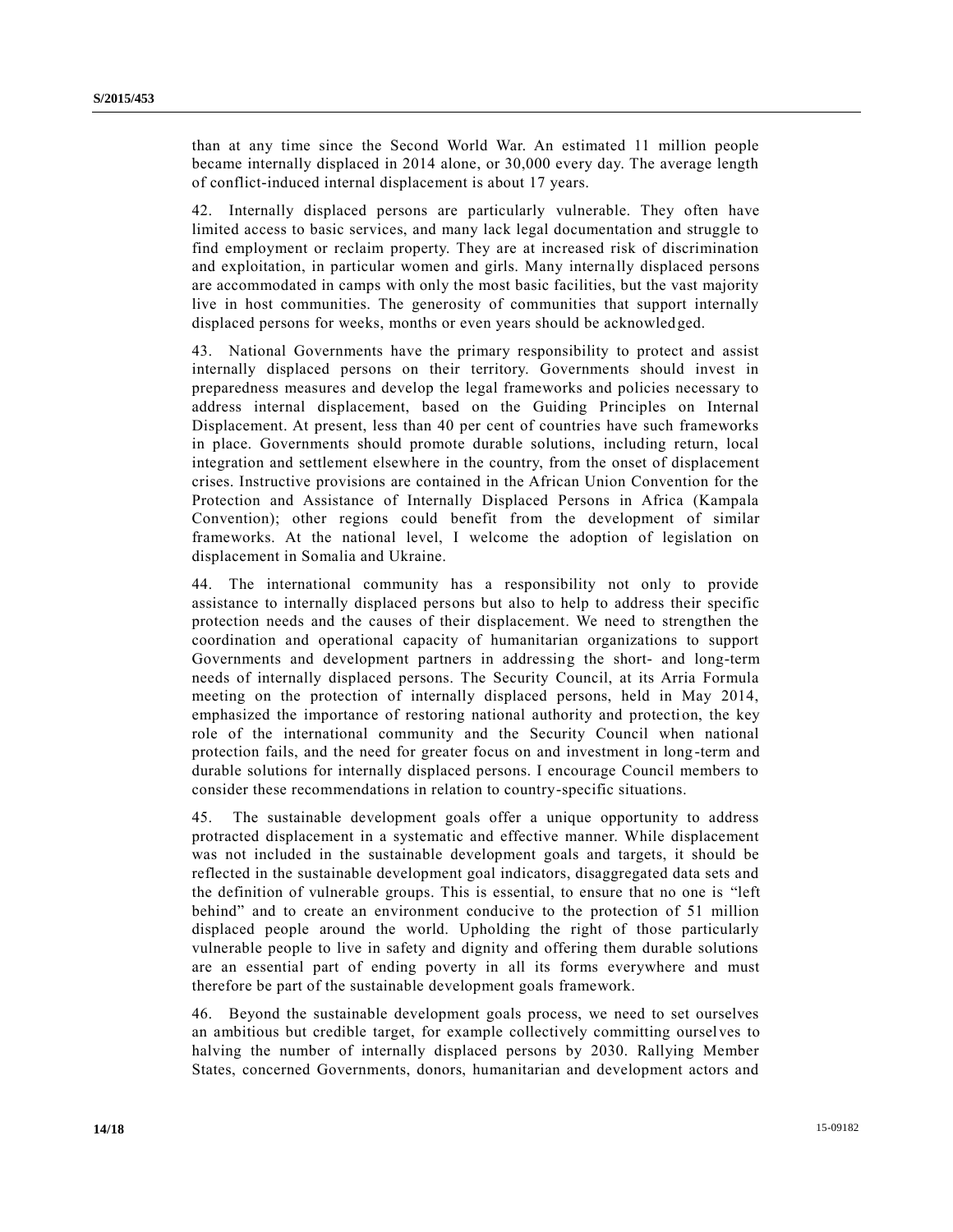than at any time since the Second World War. An estimated 11 million people became internally displaced in 2014 alone, or 30,000 every day. The average length of conflict-induced internal displacement is about 17 years.

42. Internally displaced persons are particularly vulnerable. They often have limited access to basic services, and many lack legal documentation and struggle to find employment or reclaim property. They are at increased risk of discrimination and exploitation, in particular women and girls. Many internally displaced persons are accommodated in camps with only the most basic facilities, but the vast majority live in host communities. The generosity of communities that support internally displaced persons for weeks, months or even years should be acknowledged.

43. National Governments have the primary responsibility to protect and assist internally displaced persons on their territory. Governments should invest in preparedness measures and develop the legal frameworks and policies necessary to address internal displacement, based on the Guiding Principles on Internal Displacement. At present, less than 40 per cent of countries have such frameworks in place. Governments should promote durable solutions, including return, local integration and settlement elsewhere in the country, from the onset of displacement crises. Instructive provisions are contained in the African Union Convention for the Protection and Assistance of Internally Displaced Persons in Africa (Kampala Convention); other regions could benefit from the development of similar frameworks. At the national level, I welcome the adoption of legislation on displacement in Somalia and Ukraine.

44. The international community has a responsibility not only to provide assistance to internally displaced persons but also to help to address their specific protection needs and the causes of their displacement. We need to strengthen the coordination and operational capacity of humanitarian organizations to support Governments and development partners in addressing the short- and long-term needs of internally displaced persons. The Security Council, at its Arria Formula meeting on the protection of internally displaced persons, held in May 2014, emphasized the importance of restoring national authority and protection, the key role of the international community and the Security Council when national protection fails, and the need for greater focus on and investment in long-term and durable solutions for internally displaced persons. I encourage Council members to consider these recommendations in relation to country-specific situations.

45. The sustainable development goals offer a unique opportunity to address protracted displacement in a systematic and effective manner. While displacement was not included in the sustainable development goals and targets, it should be reflected in the sustainable development goal indicators, disaggregated data sets and the definition of vulnerable groups. This is essential, to ensure that no one is "left behind" and to create an environment conducive to the protection of 51 million displaced people around the world. Upholding the right of those particularly vulnerable people to live in safety and dignity and offering them durable solutions are an essential part of ending poverty in all its forms everywhere and must therefore be part of the sustainable development goals framework.

46. Beyond the sustainable development goals process, we need to set ourselves an ambitious but credible target, for example collectively committing ourselves to halving the number of internally displaced persons by 2030. Rallying Member States, concerned Governments, donors, humanitarian and development actors and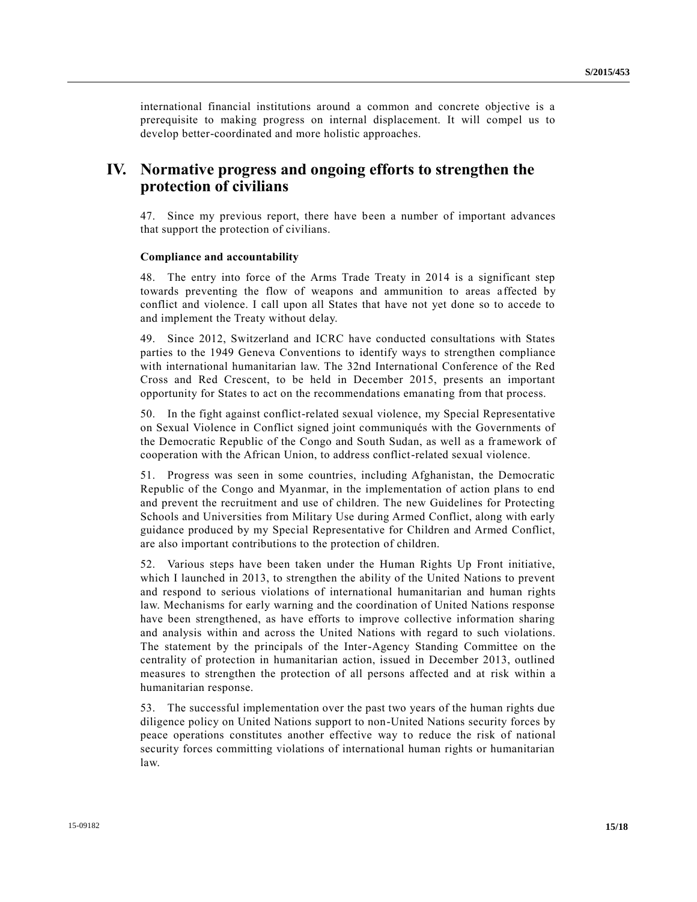international financial institutions around a common and concrete objective is a prerequisite to making progress on internal displacement. It will compel us to develop better-coordinated and more holistic approaches.

# IV. Normative progress and ongoing efforts to strengthen the protection of civilians

47. Since my previous report, there have been a number of important advances that support the protection of civilians.

### Compliance and accountability

48. The entry into force of the Arms Trade Treaty in 2014 is a significant step towards preventing the flow of weapons and ammunition to areas affected by conflict and violence. I call upon all States that have not yet done so to accede to and implement the Treaty without delay.

49. Since 2012, Switzerland and ICRC have conducted consultations with States parties to the 1949 Geneva Conventions to identify ways to strengthen compliance with international humanitarian law. The 32nd International Conference of the Red Cross and Red Crescent, to be held in December 2015, presents an important opportunity for States to act on the recommendations emanating from that process.

50. In the fight against conflict-related sexual violence, my Special Representative on Sexual Violence in Conflict signed joint communiqués with the Governments of the Democratic Republic of the Congo and South Sudan, as well as a framework of cooperation with the African Union, to address conflict-related sexual violence.

51. Progress was seen in some countries, including Afghanistan, the Democratic Republic of the Congo and Myanmar, in the implementation of action plans to end and prevent the recruitment and use of children. The new Guidelines for Protecting Schools and Universities from Military Use during Armed Conflict, along with early guidance produced by my Special Representative for Children and Armed Conflict, are also important contributions to the protection of children.

52. Various steps have been taken under the Human Rights Up Front initiative, which I launched in 2013, to strengthen the ability of the United Nations to prevent and respond to serious violations of international humanitarian and human rights law. Mechanisms for early warning and the coordination of United Nations response have been strengthened, as have efforts to improve collective information sharing and analysis within and across the United Nations with regard to such violations. The statement by the principals of the Inter-Agency Standing Committee on the centrality of protection in humanitarian action, issued in December 2013, outlined measures to strengthen the protection of all persons affected and at risk within a humanitarian response.

53. The successful implementation over the past two years of the human rights due diligence policy on United Nations support to non-United Nations security forces by peace operations constitutes another effective way to reduce the risk of national security forces committing violations of international human rights or humanitarian law.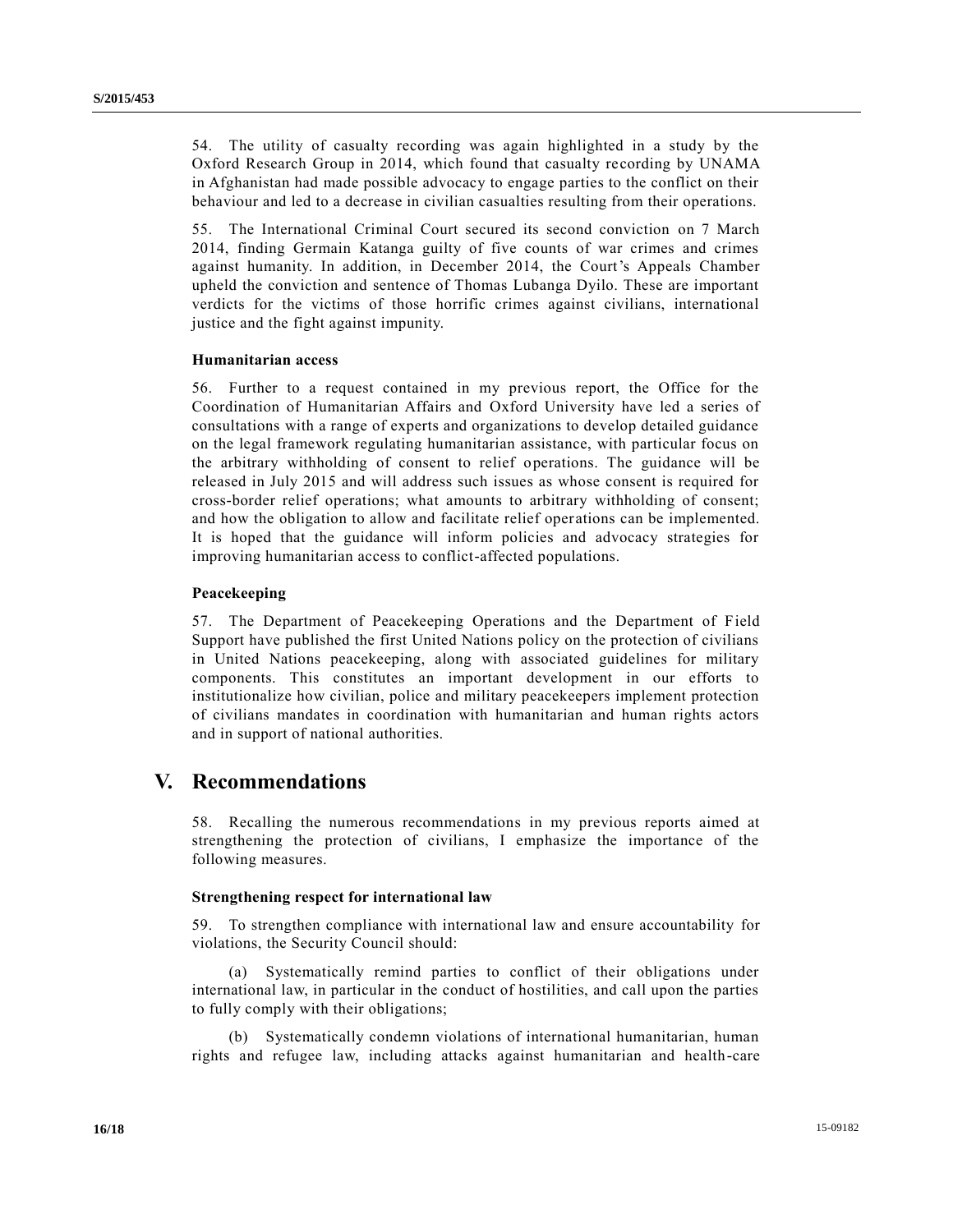54. The utility of casualty recording was again highlighted in a study by the Oxford Research Group in 2014, which found that casualty recording by UNAMA in Afghanistan had made possible advocacy to engage parties to the conflict on their behaviour and led to a decrease in civilian casualties resulting from their operations.

55. The International Criminal Court secured its second conviction on 7 March 2014, finding Germain Katanga guilty of five counts of war crimes and crimes against humanity. In addition, in December 2014, the Court's Appeals Chamber upheld the conviction and sentence of Thomas Lubanga Dyilo. These are important verdicts for the victims of those horrific crimes against civilians, international justice and the fight against impunity.

### Humanitarian access

56. Further to a request contained in my previous report, the Office for the Coordination of Humanitarian Affairs and Oxford University have led a series of consultations with a range of experts and organizations to develop detailed guidance on the legal framework regulating humanitarian assistance, with particular focus on the arbitrary withholding of consent to relief operations. The guidance will be released in July 2015 and will address such issues as whose consent is required for cross-border relief operations; what amounts to arbitrary withholding of consent; and how the obligation to allow and facilitate relief operations can be implemented. It is hoped that the guidance will inform policies and advocacy strategies for improving humanitarian access to conflict-affected populations.

### Peacekeeping

57. The Department of Peacekeeping Operations and the Department of Field Support have published the first United Nations policy on the protection of civilians in United Nations peacekeeping, along with associated guidelines for military components. This constitutes an important development in our efforts to institutionalize how civilian, police and military peacekeepers implement protection of civilians mandates in coordination with humanitarian and human rights actors and in support of national authorities.

# V. Recommendations

58. Recalling the numerous recommendations in my previous reports aimed at strengthening the protection of civilians, I emphasize the importance of the following measures.

### Strengthening respect for international law

59. To strengthen compliance with international law and ensure accountability for violations, the Security Council should:

(a) Systematically remind parties to conflict of their obligations under international law, in particular in the conduct of hostilities, and call upon the parties to fully comply with their obligations;

(b) Systematically condemn violations of international humanitarian, human rights and refugee law, including attacks against humanitarian and health-care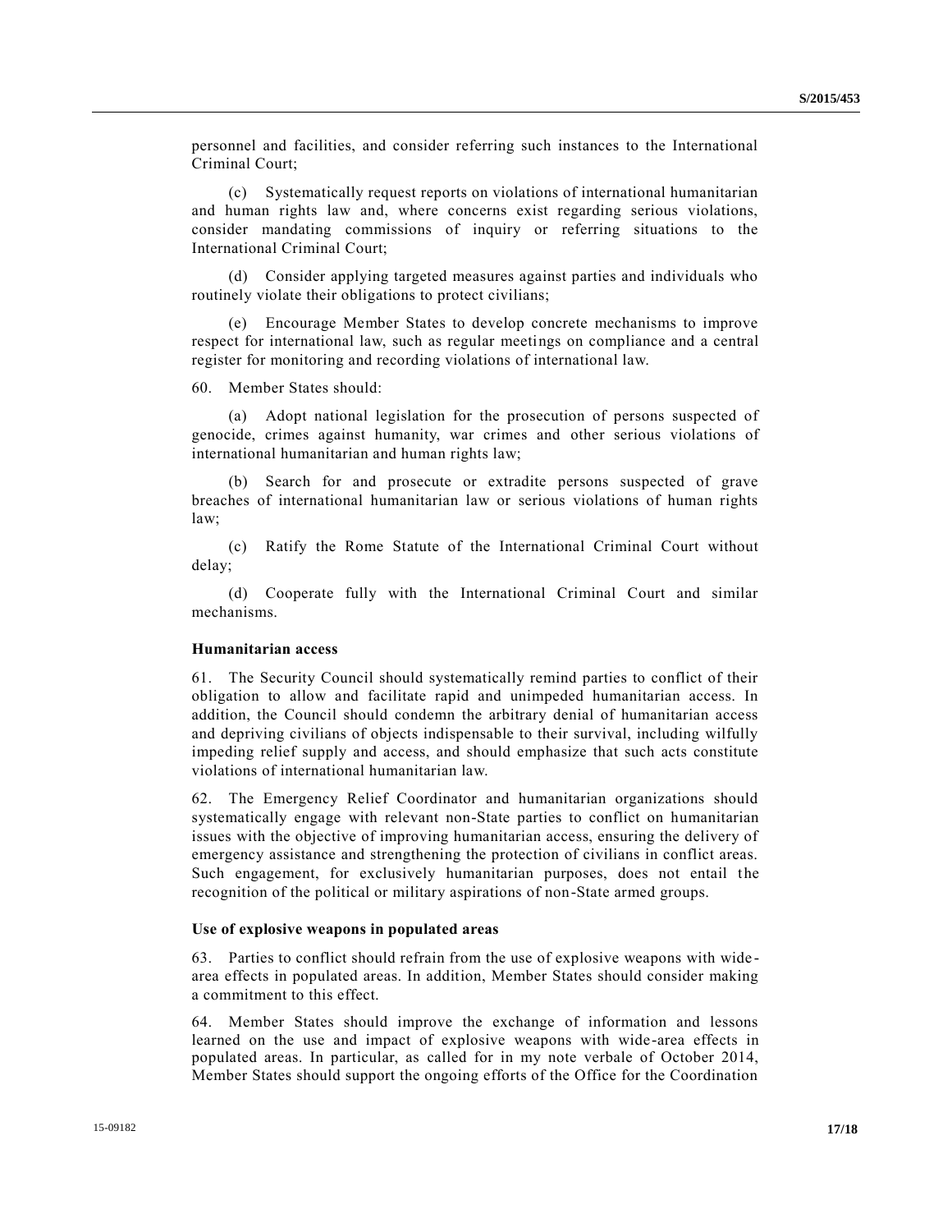personnel and facilities, and consider referring such instances to the International Criminal Court;

(c) Systematically request reports on violations of international humanitarian and human rights law and, where concerns exist regarding serious violations, consider mandating commissions of inquiry or referring situations to the International Criminal Court;

(d) Consider applying targeted measures against parties and individuals who routinely violate their obligations to protect civilians;

(e) Encourage Member States to develop concrete mechanisms to improve respect for international law, such as regular meetings on compliance and a central register for monitoring and recording violations of international law.

60. Member States should:

(a) Adopt national legislation for the prosecution of persons suspected of genocide, crimes against humanity, war crimes and other serious violations of international humanitarian and human rights law;

(b) Search for and prosecute or extradite persons suspected of grave breaches of international humanitarian law or serious violations of human rights law;

(c) Ratify the Rome Statute of the International Criminal Court without delay;

(d) Cooperate fully with the International Criminal Court and similar mechanisms.

**Humanitarian access**

61. The Security Council should systematically remind parties to conflict of their obligation to allow and facilitate rapid and unimpeded humanitarian access. In addition, the Council should condemn the arbitrary denial of humanitarian access and depriving civilians of objects indispensable to their survival, including wilfully impeding relief supply and access, and should emphasize that such acts constitute violations of international humanitarian law.

62. The Emergency Relief Coordinator and humanitarian organizations should systematically engage with relevant non-State parties to conflict on humanitarian issues with the objective of improving humanitarian access, ensuring the delivery of emergency assistance and strengthening the protection of civilians in conflict areas. Such engagement, for exclusively humanitarian purposes, does not entail the recognition of the political or military aspirations of non-State armed groups.

**Use of explosive weapons in populated areas**

63. Parties to conflict should refrain from the use of explosive weapons with wide-area effects in populated areas. In addition, Member States should consider making a commitment to this effect.

64. Member States should improve the exchange of information and lessons learned on the use and impact of explosive weapons with wide-area effects in populated areas. In particular, as called for in my note verbale of October 2014, Member States should support the ongoing efforts of the Office for the Coordination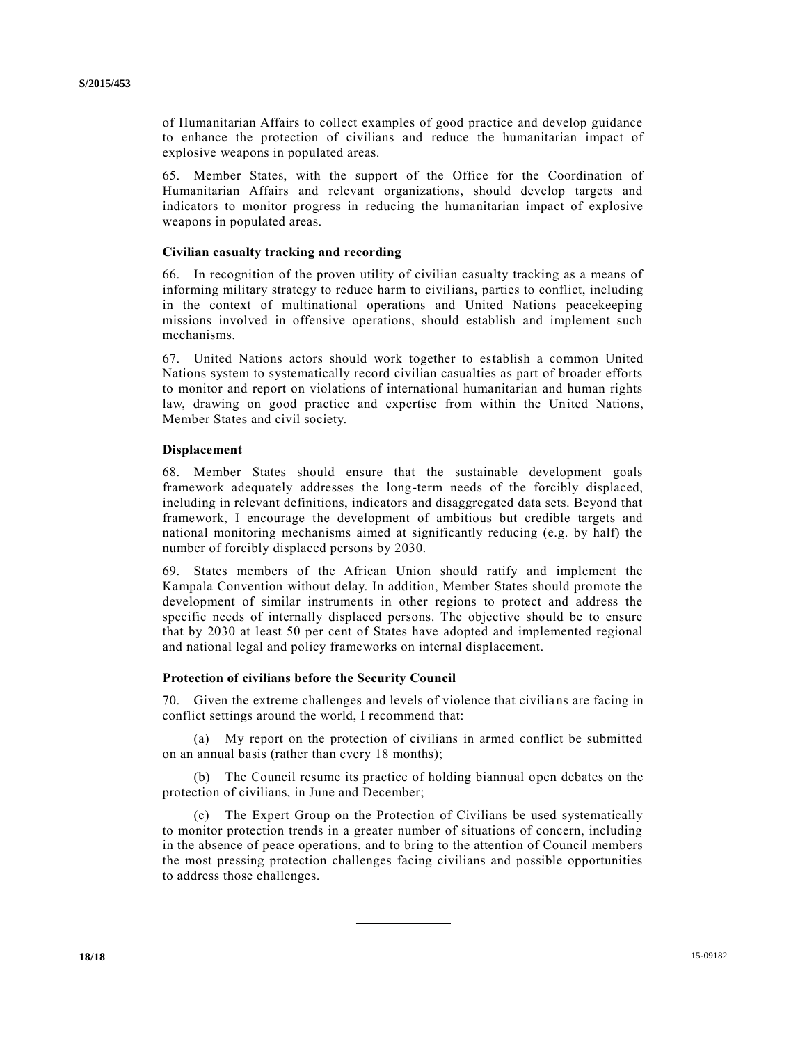of Humanitarian Affairs to collect examples of good practice and develop guidance to enhance the protection of civilians and reduce the humanitarian impact of explosive weapons in populated areas.

65. Member States, with the support of the Office for the Coordination of Humanitarian Affairs and relevant organizations, should develop targets and indicators to monitor progress in reducing the humanitarian impact of explosive weapons in populated areas.

**Civilian casualty tracking and recording**

66. In recognition of the proven utility of civilian casualty tracking as a means of informing military strategy to reduce harm to civilians, parties to conflict, including in the context of multinational operations and United Nations peacekeeping missions involved in offensive operations, should establish and implement such mechanisms.

67. United Nations actors should work together to establish a common United Nations system to systematically record civilian casualties as part of broader efforts to monitor and report on violations of international humanitarian and human rights law, drawing on good practice and expertise from within the United Nations, Member States and civil society.

**Displacement**

68. Member States should ensure that the sustainable development goals framework adequately addresses the long-term needs of the forcibly displaced, including in relevant definitions, indicators and disaggregated data sets. Beyond that framework, I encourage the development of ambitious but credible targets and national monitoring mechanisms aimed at significantly reducing (e.g. by half) the number of forcibly displaced persons by 2030.

69. States members of the African Union should ratify and implement the Kampala Convention without delay. In addition, Member States should promote the development of similar instruments in other regions to protect and address the specific needs of internally displaced persons. The objective should be to ensure that by 2030 at least 50 per cent of States have adopted and implemented regional and national legal and policy frameworks on internal displacement.

**Protection of civilians before the Security Council**

70. Given the extreme challenges and levels of violence that civilians are facing in conflict settings around the world, I recommend that:

(a) My report on the protection of civilians in armed conflict be submitted on an annual basis (rather than every 18 months);

(b) The Council resume its practice of holding biannual open debates on the protection of civilians, in June and December;

(c) The Expert Group on the Protection of Civilians be used systematically to monitor protection trends in a greater number of situations of concern, including in the absence of peace operations, and to bring to the attention of Council members the most pressing protection challenges facing civilians and possible opportunities to address those challenges.